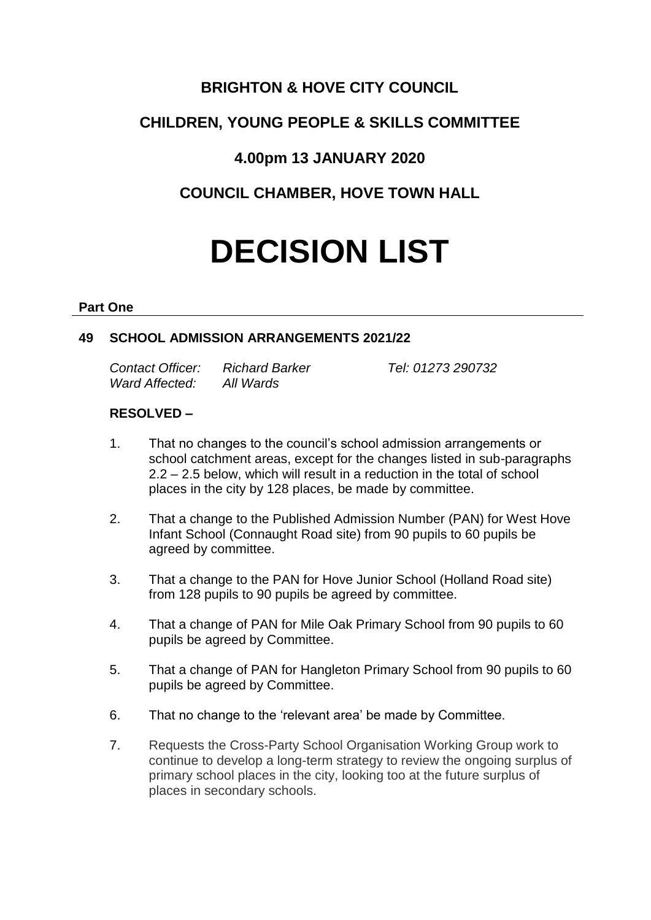# BRIGHTON & HOVE CITY COUNCIL

## CHILDREN, YOUNG PEOPLE & SKILLS COMMITTEE

## 4.00pm 13 JANUARY 2020

## COUNCIL CHAMBER, HOVE TOWN HALL

# DECISION LIST

**Part One**

### 49 SCHOOL ADMISSION ARRANGEMENTS 2021/22

*Contact Officer:* *Richard Barker* *Tel: 01273 290732*
*Ward Affected:* *All Wards*

**RESOLVED –**

1. That no changes to the council's school admission arrangements or school catchment areas, except for the changes listed in sub-paragraphs 2.2 – 2.5 below, which will result in a reduction in the total of school places in the city by 128 places, be made by committee.

2. That a change to the Published Admission Number (PAN) for West Hove Infant School (Connaught Road site) from 90 pupils to 60 pupils be agreed by committee.

3. That a change to the PAN for Hove Junior School (Holland Road site) from 128 pupils to 90 pupils be agreed by committee.

4. That a change of PAN for Mile Oak Primary School from 90 pupils to 60 pupils be agreed by Committee.

5. That a change of PAN for Hangleton Primary School from 90 pupils to 60 pupils be agreed by Committee.

6. That no change to the 'relevant area' be made by Committee.

7. Requests the Cross-Party School Organisation Working Group work to continue to develop a long-term strategy to review the ongoing surplus of primary school places in the city, looking too at the future surplus of places in secondary schools.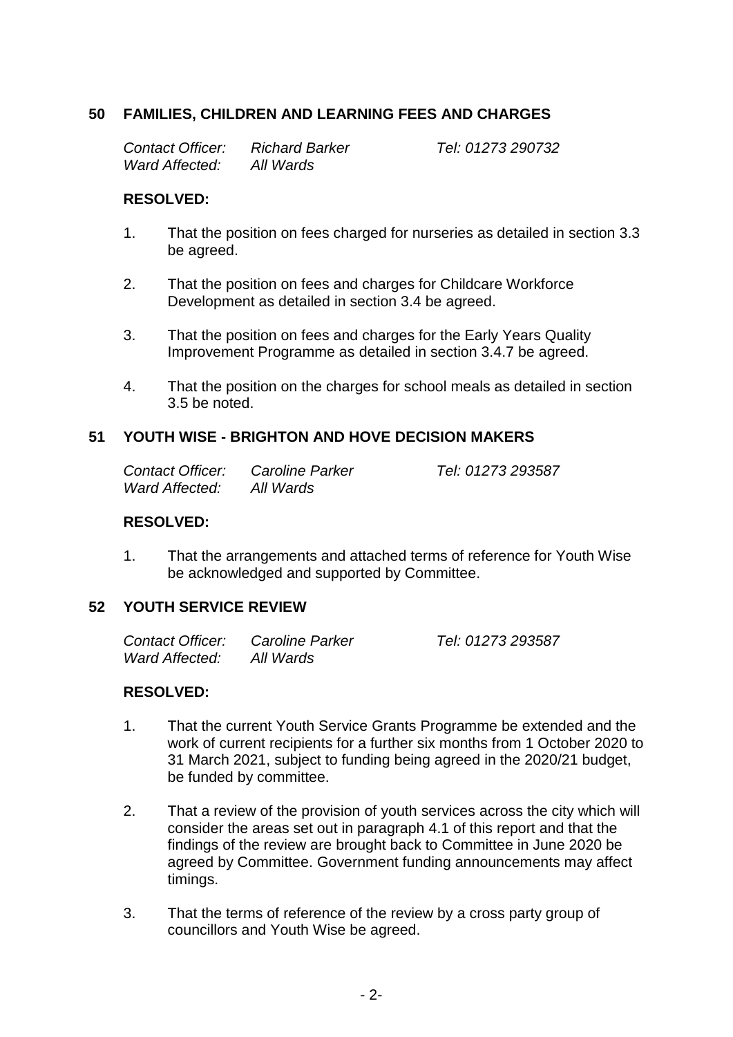## 50 FAMILIES, CHILDREN AND LEARNING FEES AND CHARGES

| *Contact Officer:* | *Richard Barker* | *Tel: 01273 290732* |
|---|---|---|
| *Ward Affected:* | *All Wards* | |

**RESOLVED:**

1. That the position on fees charged for nurseries as detailed in section 3.3 be agreed.

2. That the position on fees and charges for Childcare Workforce Development as detailed in section 3.4 be agreed.

3. That the position on fees and charges for the Early Years Quality Improvement Programme as detailed in section 3.4.7 be agreed.

4. That the position on the charges for school meals as detailed in section 3.5 be noted.

## 51 YOUTH WISE - BRIGHTON AND HOVE DECISION MAKERS

| *Contact Officer:* | *Caroline Parker* | *Tel: 01273 293587* |
|---|---|---|
| *Ward Affected:* | *All Wards* | |

**RESOLVED:**

1. That the arrangements and attached terms of reference for Youth Wise be acknowledged and supported by Committee.

## 52 YOUTH SERVICE REVIEW

| *Contact Officer:* | *Caroline Parker* | *Tel: 01273 293587* |
|---|---|---|
| *Ward Affected:* | *All Wards* | |

**RESOLVED:**

1. That the current Youth Service Grants Programme be extended and the work of current recipients for a further six months from 1 October 2020 to 31 March 2021, subject to funding being agreed in the 2020/21 budget, be funded by committee.

2. That a review of the provision of youth services across the city which will consider the areas set out in paragraph 4.1 of this report and that the findings of the review are brought back to Committee in June 2020 be agreed by Committee. Government funding announcements may affect timings.

3. That the terms of reference of the review by a cross party group of councillors and Youth Wise be agreed.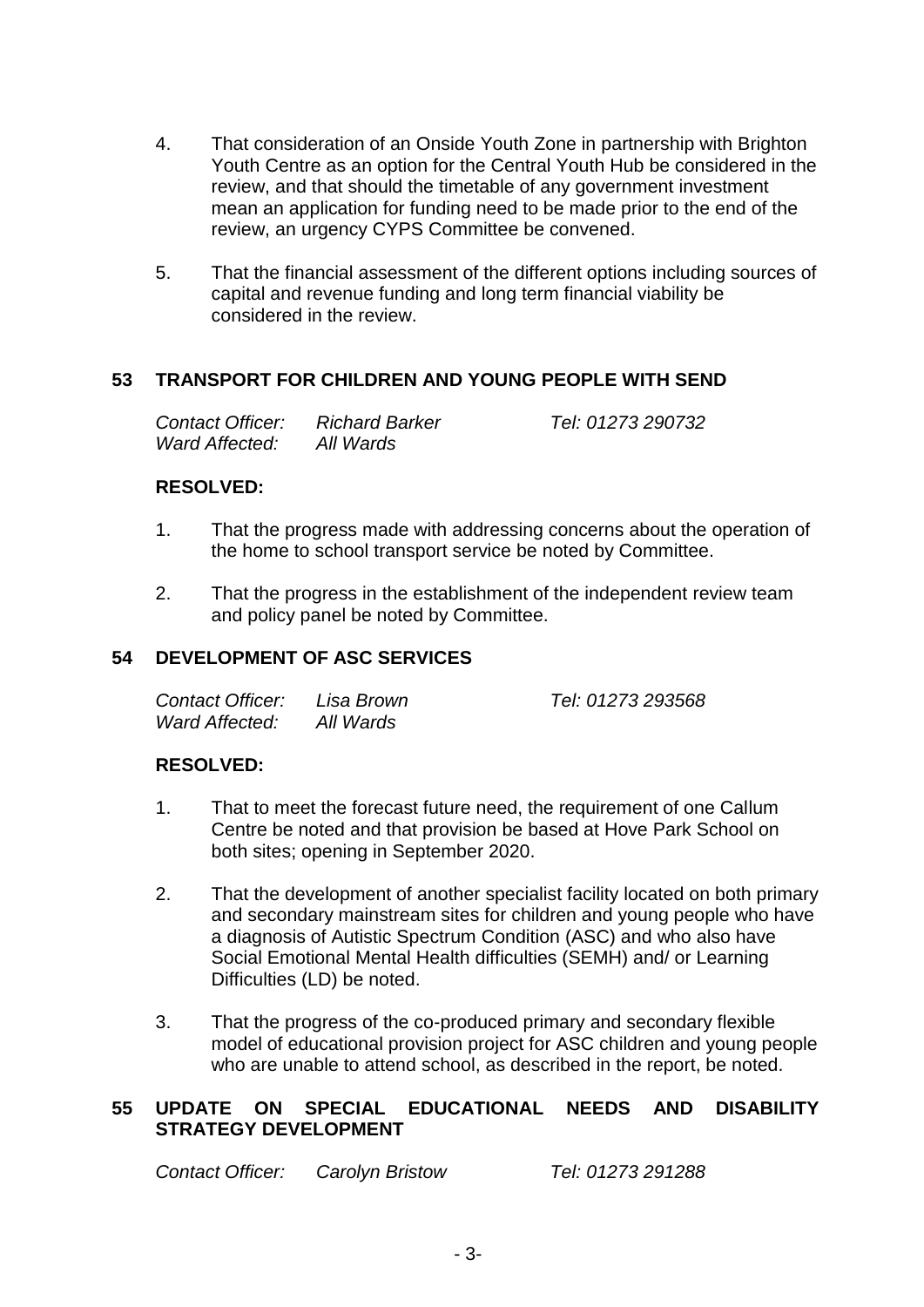4. That consideration of an Onside Youth Zone in partnership with Brighton Youth Centre as an option for the Central Youth Hub be considered in the review, and that should the timetable of any government investment mean an application for funding need to be made prior to the end of the review, an urgency CYPS Committee be convened.

5. That the financial assessment of the different options including sources of capital and revenue funding and long term financial viability be considered in the review.

## 53 TRANSPORT FOR CHILDREN AND YOUNG PEOPLE WITH SEND

| | | |
|---|---|---|
| *Contact Officer:* | *Richard Barker* | *Tel: 01273 290732* |
| *Ward Affected:* | *All Wards* | |

**RESOLVED:**

1. That the progress made with addressing concerns about the operation of the home to school transport service be noted by Committee.

2. That the progress in the establishment of the independent review team and policy panel be noted by Committee.

## 54 DEVELOPMENT OF ASC SERVICES

| | | |
|---|---|---|
| *Contact Officer:* | *Lisa Brown* | *Tel: 01273 293568* |
| *Ward Affected:* | *All Wards* | |

**RESOLVED:**

1. That to meet the forecast future need, the requirement of one Callum Centre be noted and that provision be based at Hove Park School on both sites; opening in September 2020.

2. That the development of another specialist facility located on both primary and secondary mainstream sites for children and young people who have a diagnosis of Autistic Spectrum Condition (ASC) and who also have Social Emotional Mental Health difficulties (SEMH) and/ or Learning Difficulties (LD) be noted.

3. That the progress of the co-produced primary and secondary flexible model of educational provision project for ASC children and young people who are unable to attend school, as described in the report, be noted.

## 55 UPDATE ON SPECIAL EDUCATIONAL NEEDS AND DISABILITY STRATEGY DEVELOPMENT

| | | |
|---|---|---|
| *Contact Officer:* | *Carolyn Bristow* | *Tel: 01273 291288* |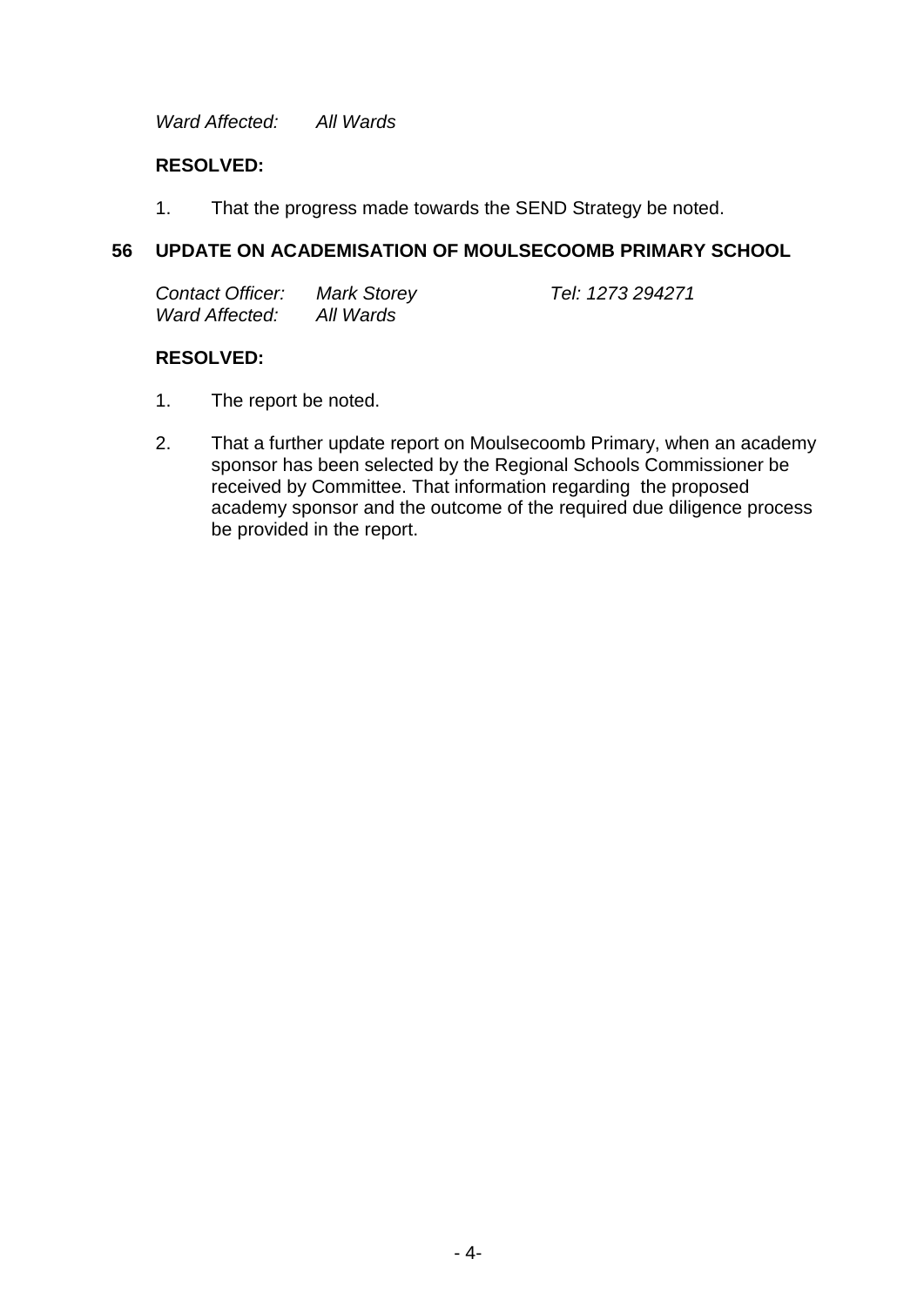*Ward Affected: All Wards*

**RESOLVED:**

1. That the progress made towards the SEND Strategy be noted.

## 56 UPDATE ON ACADEMISATION OF MOULSECOOMB PRIMARY SCHOOL

*Contact Officer: Mark Storey Tel: 1273 294271*
*Ward Affected: All Wards*

**RESOLVED:**

1. The report be noted.

2. That a further update report on Moulsecoomb Primary, when an academy sponsor has been selected by the Regional Schools Commissioner be received by Committee. That information regarding the proposed academy sponsor and the outcome of the required due diligence process be provided in the report.